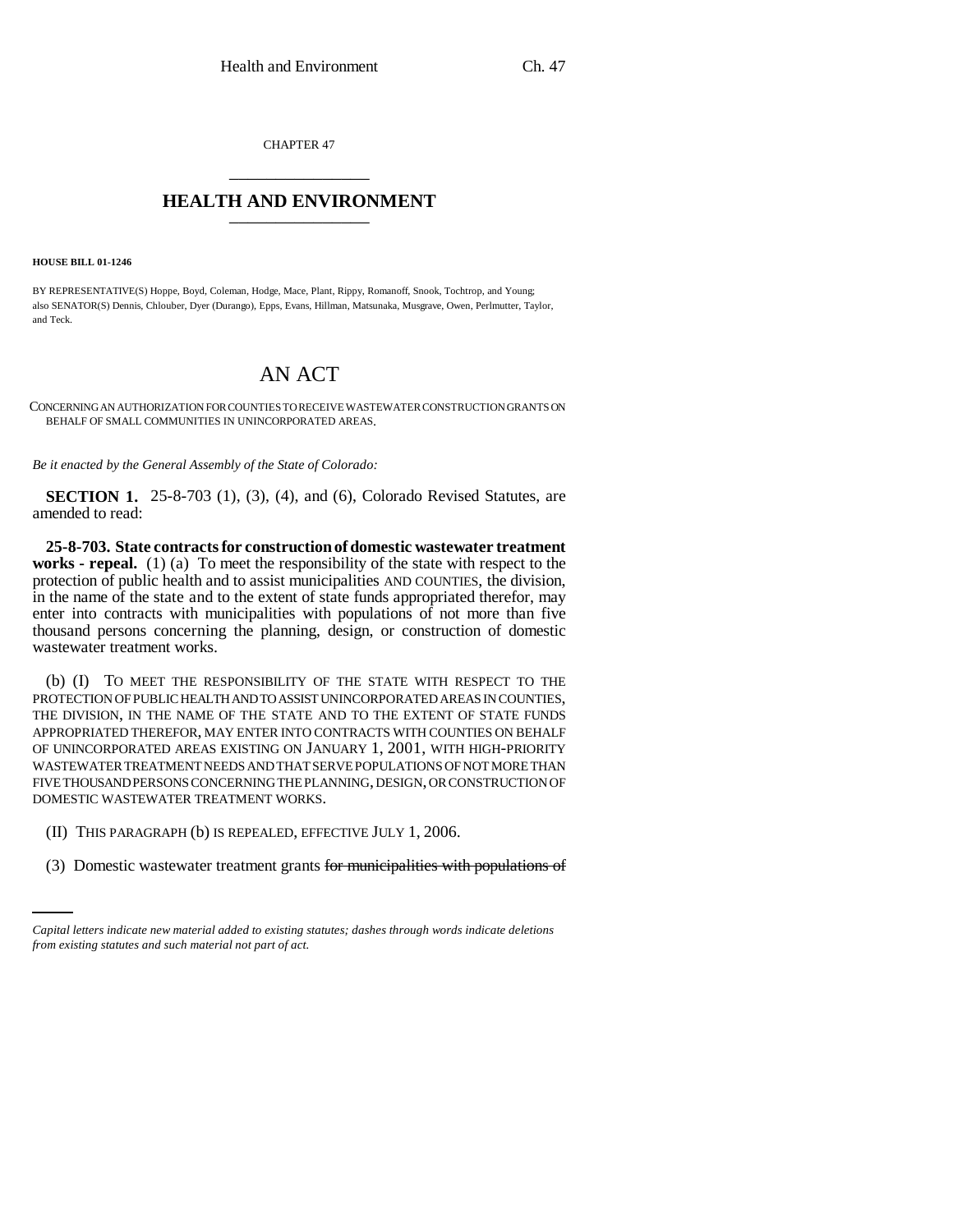CHAPTER 47

# HEALTH AND ENVIRONMENT

**HOUSE BILL 01-1246**

BY REPRESENTATIVE(S) Hoppe, Boyd, Coleman, Hodge, Mace, Plant, Rippy, Romanoff, Snook, Tochtrop, and Young;
also SENATOR(S) Dennis, Chlouber, Dyer (Durango), Epps, Evans, Hillman, Matsunaka, Musgrave, Owen, Perlmutter, Taylor, and Teck.

# AN ACT

CONCERNING AN AUTHORIZATION FOR COUNTIES TO RECEIVE WASTEWATER CONSTRUCTION GRANTS ON BEHALF OF SMALL COMMUNITIES IN UNINCORPORATED AREAS.

*Be it enacted by the General Assembly of the State of Colorado:*

**SECTION 1.** 25-8-703 (1), (3), (4), and (6), Colorado Revised Statutes, are amended to read:

**25-8-703. State contracts for construction of domestic wastewater treatment works - repeal.** (1) (a) To meet the responsibility of the state with respect to the protection of public health and to assist municipalities AND COUNTIES, the division, in the name of the state and to the extent of state funds appropriated therefor, may enter into contracts with municipalities with populations of not more than five thousand persons concerning the planning, design, or construction of domestic wastewater treatment works.

(b) (I) TO MEET THE RESPONSIBILITY OF THE STATE WITH RESPECT TO THE PROTECTION OF PUBLIC HEALTH AND TO ASSIST UNINCORPORATED AREAS IN COUNTIES, THE DIVISION, IN THE NAME OF THE STATE AND TO THE EXTENT OF STATE FUNDS APPROPRIATED THEREFOR, MAY ENTER INTO CONTRACTS WITH COUNTIES ON BEHALF OF UNINCORPORATED AREAS EXISTING ON JANUARY 1, 2001, WITH HIGH-PRIORITY WASTEWATER TREATMENT NEEDS AND THAT SERVE POPULATIONS OF NOT MORE THAN FIVE THOUSAND PERSONS CONCERNING THE PLANNING, DESIGN, OR CONSTRUCTION OF DOMESTIC WASTEWATER TREATMENT WORKS.

(II) THIS PARAGRAPH (b) IS REPEALED, EFFECTIVE JULY 1, 2006.

(3) Domestic wastewater treatment grants ~~for municipalities with populations of~~

*Capital letters indicate new material added to existing statutes; dashes through words indicate deletions from existing statutes and such material not part of act.*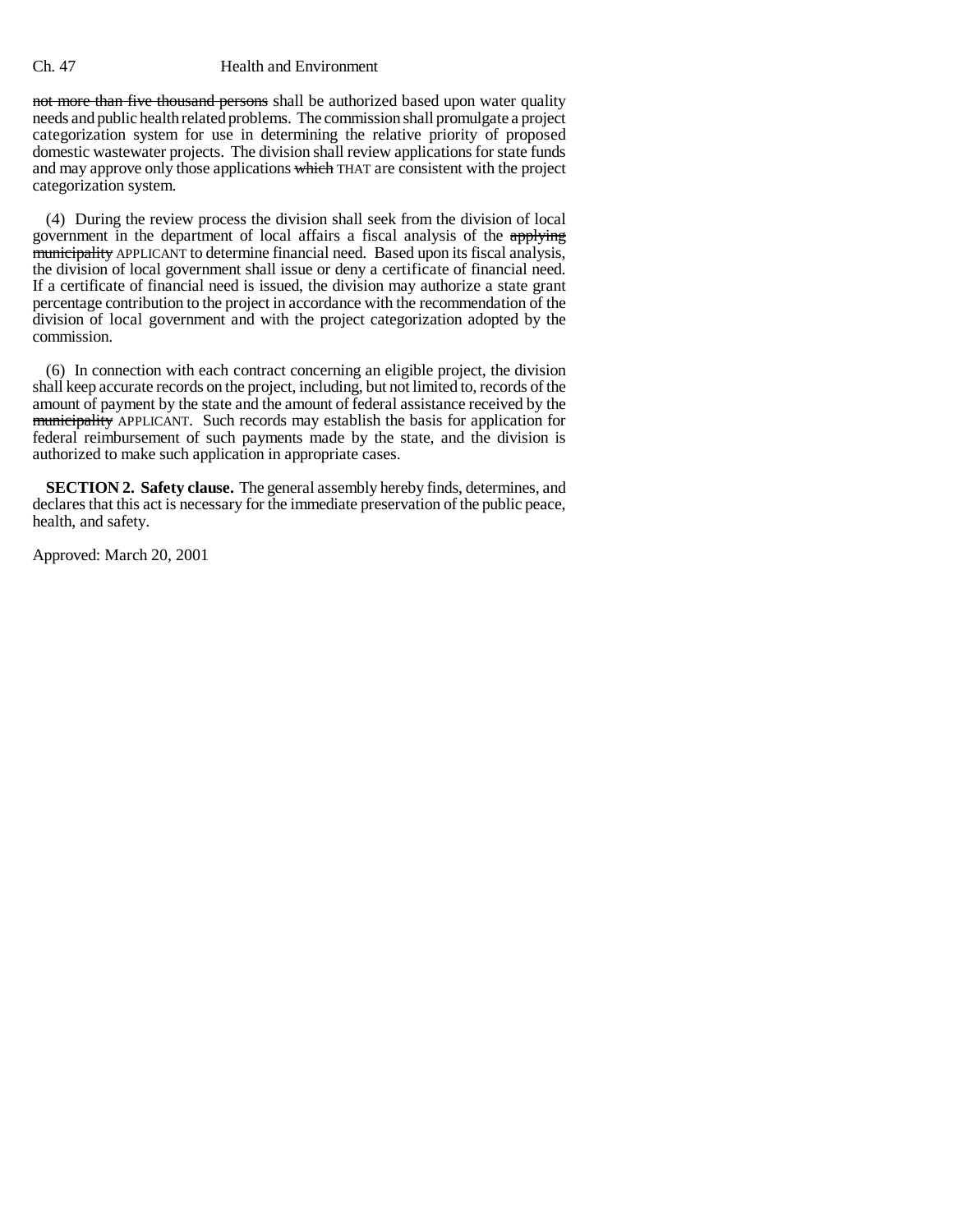~~not more than five thousand persons~~ shall be authorized based upon water quality needs and public health related problems. The commission shall promulgate a project categorization system for use in determining the relative priority of proposed domestic wastewater projects. The division shall review applications for state funds and may approve only those applications ~~which~~ THAT are consistent with the project categorization system.

(4) During the review process the division shall seek from the division of local government in the department of local affairs a fiscal analysis of the ~~applying municipality~~ APPLICANT to determine financial need. Based upon its fiscal analysis, the division of local government shall issue or deny a certificate of financial need. If a certificate of financial need is issued, the division may authorize a state grant percentage contribution to the project in accordance with the recommendation of the division of local government and with the project categorization adopted by the commission.

(6) In connection with each contract concerning an eligible project, the division shall keep accurate records on the project, including, but not limited to, records of the amount of payment by the state and the amount of federal assistance received by the ~~municipality~~ APPLICANT. Such records may establish the basis for application for federal reimbursement of such payments made by the state, and the division is authorized to make such application in appropriate cases.

**SECTION 2. Safety clause.** The general assembly hereby finds, determines, and declares that this act is necessary for the immediate preservation of the public peace, health, and safety.

Approved: March 20, 2001